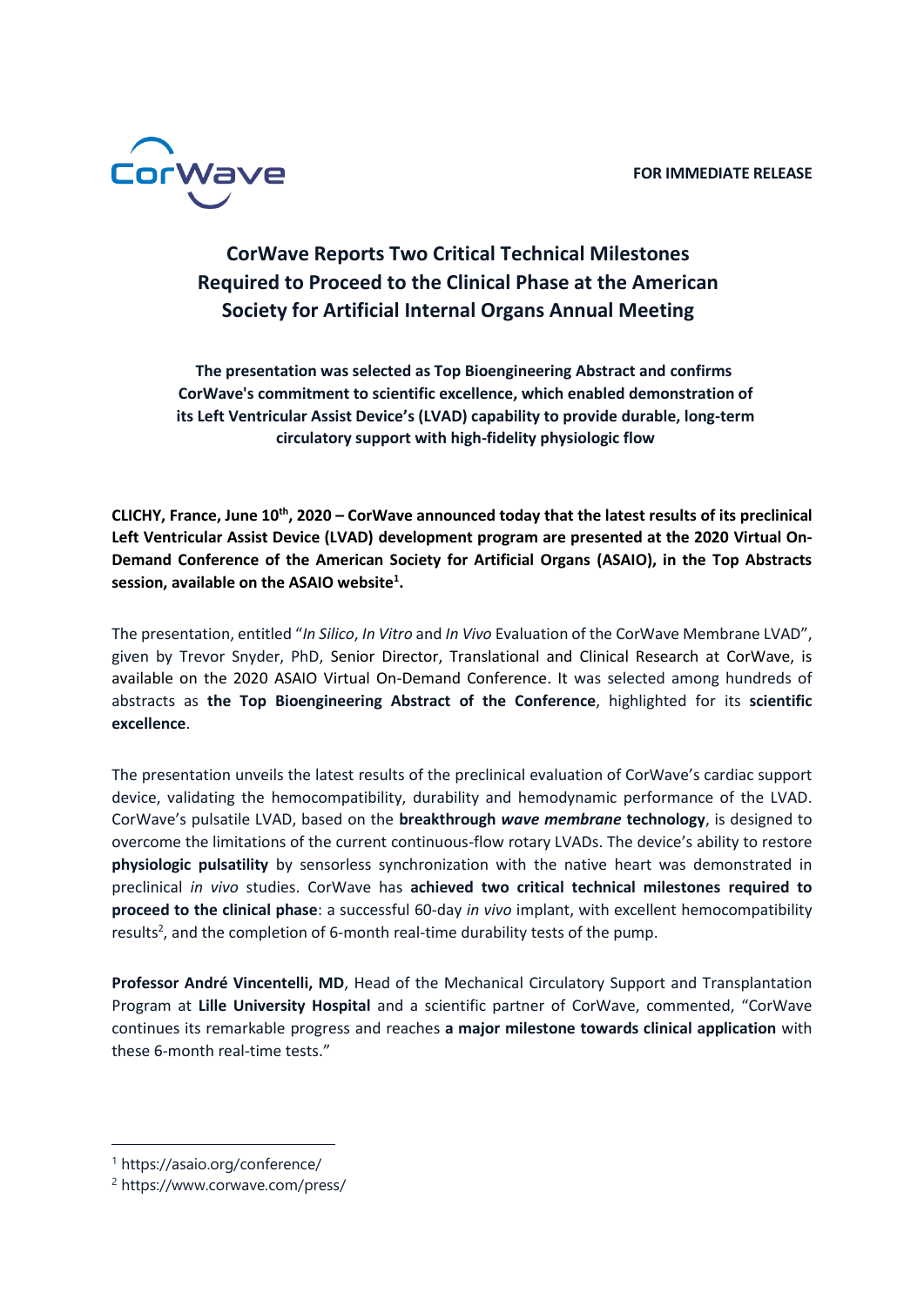CorWave

**FOR IMMEDIATE RELEASE**

# CorWave Reports Two Critical Technical Milestones Required to Proceed to the Clinical Phase at the American Society for Artificial Internal Organs Annual Meeting

**The presentation was selected as Top Bioengineering Abstract and confirms CorWave's commitment to scientific excellence, which enabled demonstration of its Left Ventricular Assist Device's (LVAD) capability to provide durable, long-term circulatory support with high-fidelity physiologic flow**

**CLICHY, France, June 10th, 2020 – CorWave announced today that the latest results of its preclinical Left Ventricular Assist Device (LVAD) development program are presented at the 2020 Virtual On-Demand Conference of the American Society for Artificial Organs (ASAIO), in the Top Abstracts session, available on the ASAIO website[1].**

The presentation, entitled "*In Silico*, *In Vitro* and *In Vivo* Evaluation of the CorWave Membrane LVAD", given by Trevor Snyder, PhD, Senior Director, Translational and Clinical Research at CorWave, is available on the 2020 ASAIO Virtual On-Demand Conference. It was selected among hundreds of abstracts as **the Top Bioengineering Abstract of the Conference**, highlighted for its **scientific excellence**.

The presentation unveils the latest results of the preclinical evaluation of CorWave's cardiac support device, validating the hemocompatibility, durability and hemodynamic performance of the LVAD. CorWave's pulsatile LVAD, based on the **breakthrough *wave membrane* technology**, is designed to overcome the limitations of the current continuous-flow rotary LVADs. The device's ability to restore **physiologic pulsatility** by sensorless synchronization with the native heart was demonstrated in preclinical *in vivo* studies. CorWave has **achieved two critical technical milestones required to proceed to the clinical phase**: a successful 60-day *in vivo* implant, with excellent hemocompatibility results[2], and the completion of 6-month real-time durability tests of the pump.

**Professor André Vincentelli, MD**, Head of the Mechanical Circulatory Support and Transplantation Program at **Lille University Hospital** and a scientific partner of CorWave, commented, "CorWave continues its remarkable progress and reaches **a major milestone towards clinical application** with these 6-month real-time tests."

---

[1] https://asaio.org/conference/

[2] https://www.corwave.com/press/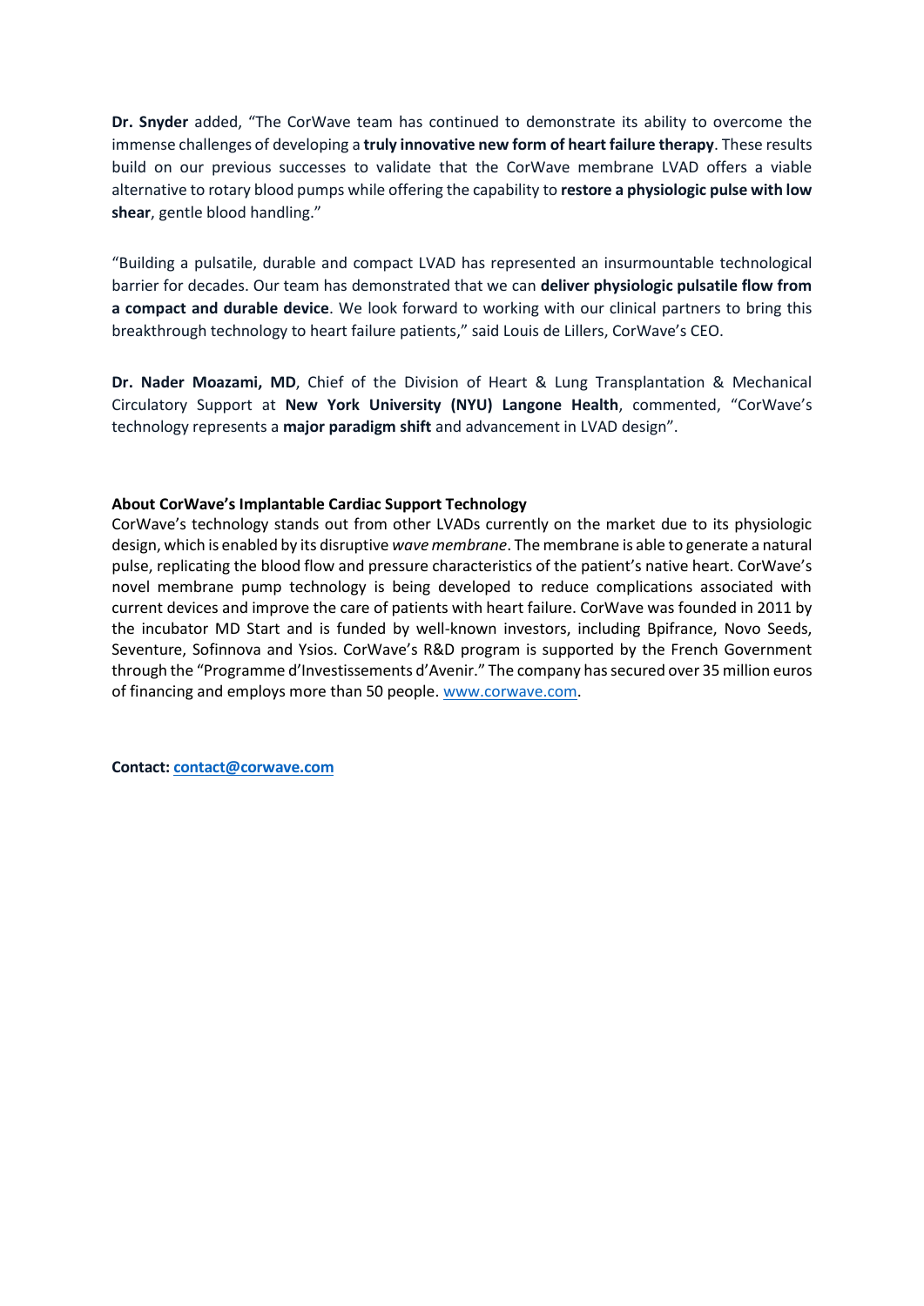**Dr. Snyder** added, "The CorWave team has continued to demonstrate its ability to overcome the immense challenges of developing a **truly innovative new form of heart failure therapy**. These results build on our previous successes to validate that the CorWave membrane LVAD offers a viable alternative to rotary blood pumps while offering the capability to **restore a physiologic pulse with low shear**, gentle blood handling."

"Building a pulsatile, durable and compact LVAD has represented an insurmountable technological barrier for decades. Our team has demonstrated that we can **deliver physiologic pulsatile flow from a compact and durable device**. We look forward to working with our clinical partners to bring this breakthrough technology to heart failure patients," said Louis de Lillers, CorWave's CEO.

**Dr. Nader Moazami, MD**, Chief of the Division of Heart & Lung Transplantation & Mechanical Circulatory Support at **New York University (NYU) Langone Health**, commented, "CorWave's technology represents a **major paradigm shift** and advancement in LVAD design".

**About CorWave's Implantable Cardiac Support Technology**

CorWave's technology stands out from other LVADs currently on the market due to its physiologic design, which is enabled by its disruptive *wave membrane*. The membrane is able to generate a natural pulse, replicating the blood flow and pressure characteristics of the patient's native heart. CorWave's novel membrane pump technology is being developed to reduce complications associated with current devices and improve the care of patients with heart failure. CorWave was founded in 2011 by the incubator MD Start and is funded by well-known investors, including Bpifrance, Novo Seeds, Seventure, Sofinnova and Ysios. CorWave's R&D program is supported by the French Government through the "Programme d'Investissements d'Avenir." The company has secured over 35 million euros of financing and employs more than 50 people. [www.corwave.com](http://www.corwave.com).

**Contact: [contact@corwave.com](mailto:contact@corwave.com)**